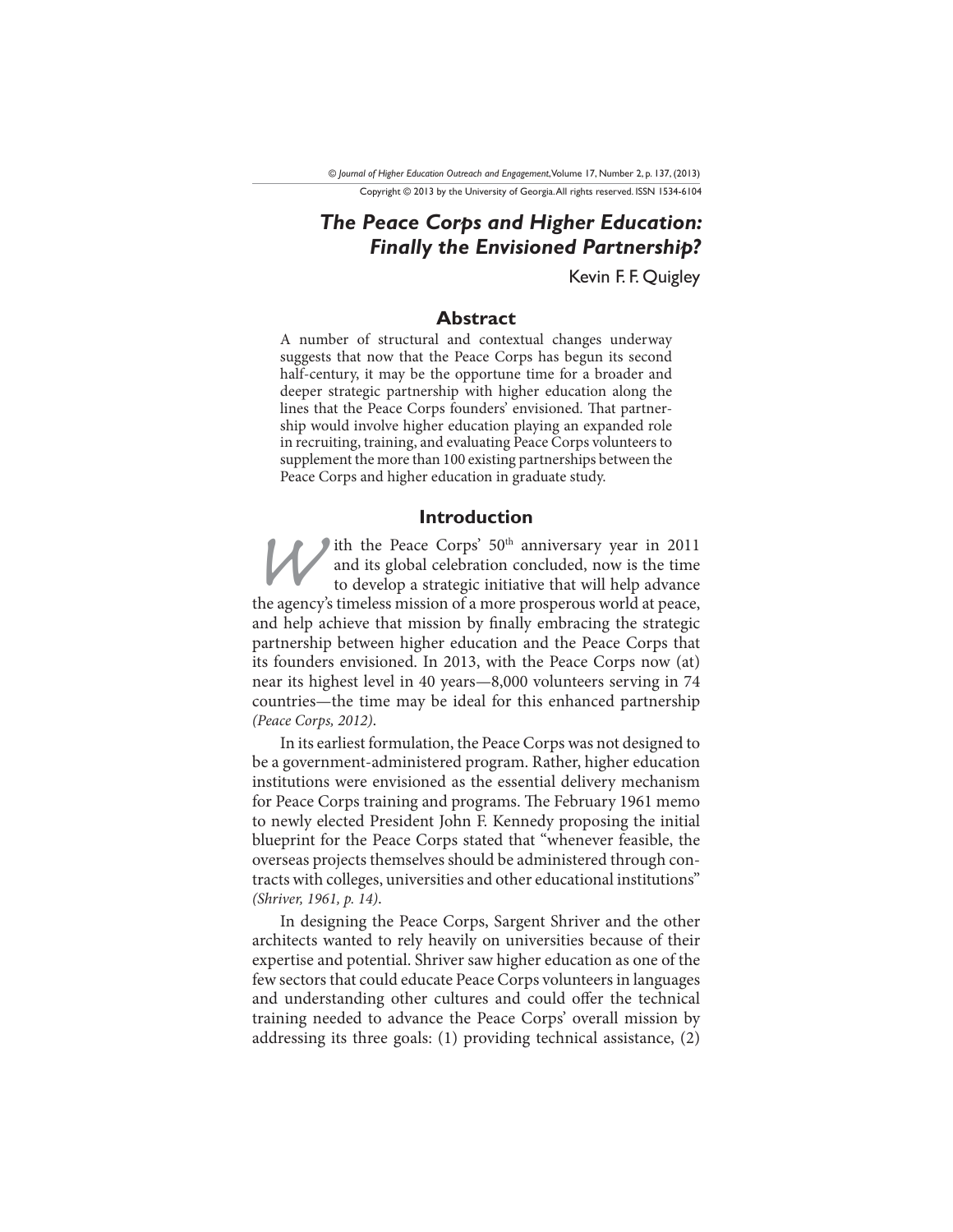# The Peace Corps and Higher Education: Finally the Envisioned Partnership?

Kevin F. F. Quigley

## Abstract

A number of structural and contextual changes underway suggests that now that the Peace Corps has begun its second half-century, it may be the opportune time for a broader and deeper strategic partnership with higher education along the lines that the Peace Corps founders' envisioned. That partnership would involve higher education playing an expanded role in recruiting, training, and evaluating Peace Corps volunteers to supplement the more than 100 existing partnerships between the Peace Corps and higher education in graduate study.

## Introduction

With the Peace Corps' 50th anniversary year in 2011 and its global celebration concluded, now is the time to develop a strategic initiative that will help advance the agency's timeless mission of a more prosperous world at peace, and help achieve that mission by finally embracing the strategic partnership between higher education and the Peace Corps that its founders envisioned. In 2013, with the Peace Corps now (at) near its highest level in 40 years—8,000 volunteers serving in 74 countries—the time may be ideal for this enhanced partnership *(Peace Corps, 2012)*.

In its earliest formulation, the Peace Corps was not designed to be a government-administered program. Rather, higher education institutions were envisioned as the essential delivery mechanism for Peace Corps training and programs. The February 1961 memo to newly elected President John F. Kennedy proposing the initial blueprint for the Peace Corps stated that "whenever feasible, the overseas projects themselves should be administered through contracts with colleges, universities and other educational institutions" *(Shriver, 1961, p. 14)*.

In designing the Peace Corps, Sargent Shriver and the other architects wanted to rely heavily on universities because of their expertise and potential. Shriver saw higher education as one of the few sectors that could educate Peace Corps volunteers in languages and understanding other cultures and could offer the technical training needed to advance the Peace Corps' overall mission by addressing its three goals: (1) providing technical assistance, (2)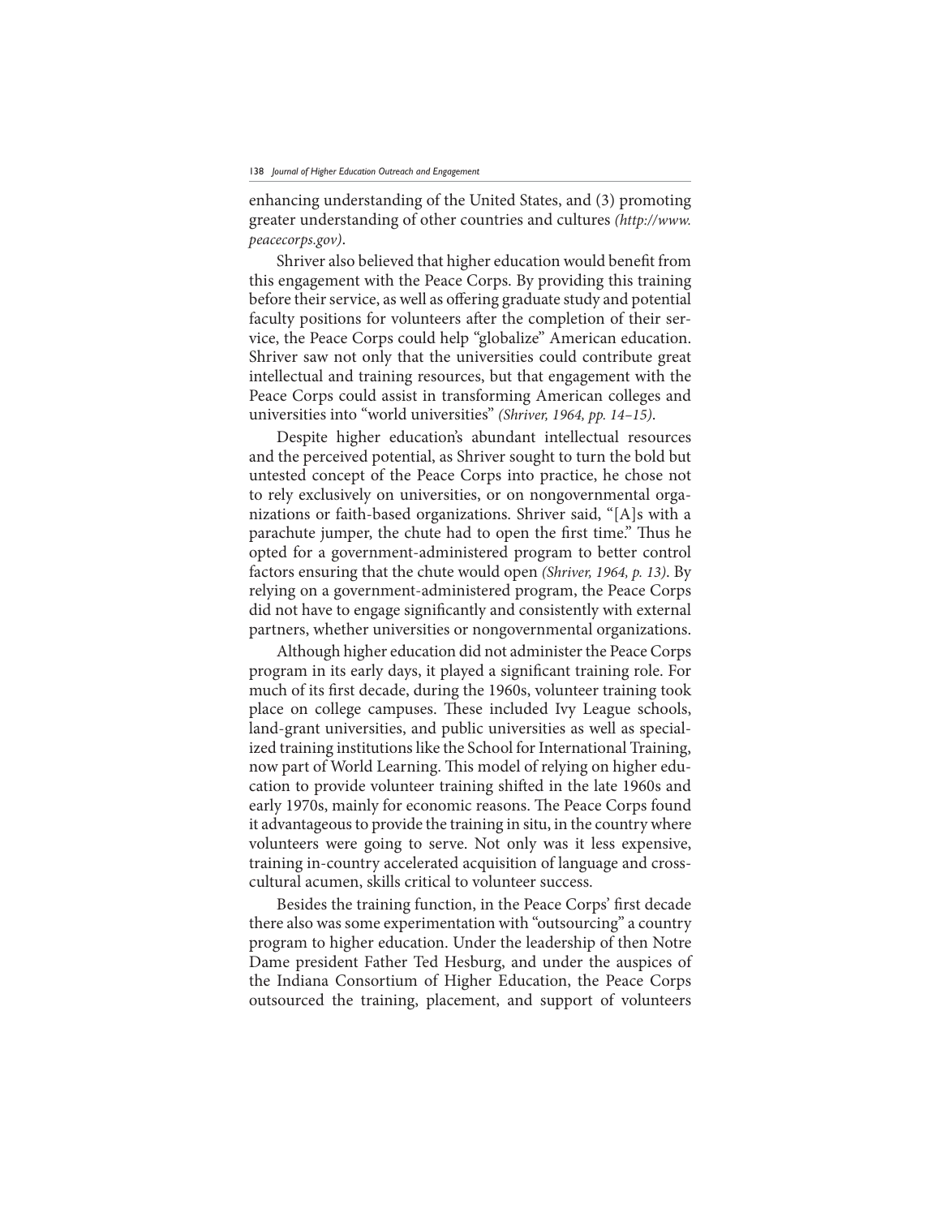enhancing understanding of the United States, and (3) promoting greater understanding of other countries and cultures *(http://www.peacecorps.gov)*.

Shriver also believed that higher education would benefit from this engagement with the Peace Corps. By providing this training before their service, as well as offering graduate study and potential faculty positions for volunteers after the completion of their service, the Peace Corps could help "globalize" American education. Shriver saw not only that the universities could contribute great intellectual and training resources, but that engagement with the Peace Corps could assist in transforming American colleges and universities into "world universities" *(Shriver, 1964, pp. 14–15)*.

Despite higher education's abundant intellectual resources and the perceived potential, as Shriver sought to turn the bold but untested concept of the Peace Corps into practice, he chose not to rely exclusively on universities, or on nongovernmental organizations or faith-based organizations. Shriver said, "[A]s with a parachute jumper, the chute had to open the first time." Thus he opted for a government-administered program to better control factors ensuring that the chute would open *(Shriver, 1964, p. 13)*. By relying on a government-administered program, the Peace Corps did not have to engage significantly and consistently with external partners, whether universities or nongovernmental organizations.

Although higher education did not administer the Peace Corps program in its early days, it played a significant training role. For much of its first decade, during the 1960s, volunteer training took place on college campuses. These included Ivy League schools, land-grant universities, and public universities as well as specialized training institutions like the School for International Training, now part of World Learning. This model of relying on higher education to provide volunteer training shifted in the late 1960s and early 1970s, mainly for economic reasons. The Peace Corps found it advantageous to provide the training in situ, in the country where volunteers were going to serve. Not only was it less expensive, training in-country accelerated acquisition of language and cross-cultural acumen, skills critical to volunteer success.

Besides the training function, in the Peace Corps' first decade there also was some experimentation with "outsourcing" a country program to higher education. Under the leadership of then Notre Dame president Father Ted Hesburg, and under the auspices of the Indiana Consortium of Higher Education, the Peace Corps outsourced the training, placement, and support of volunteers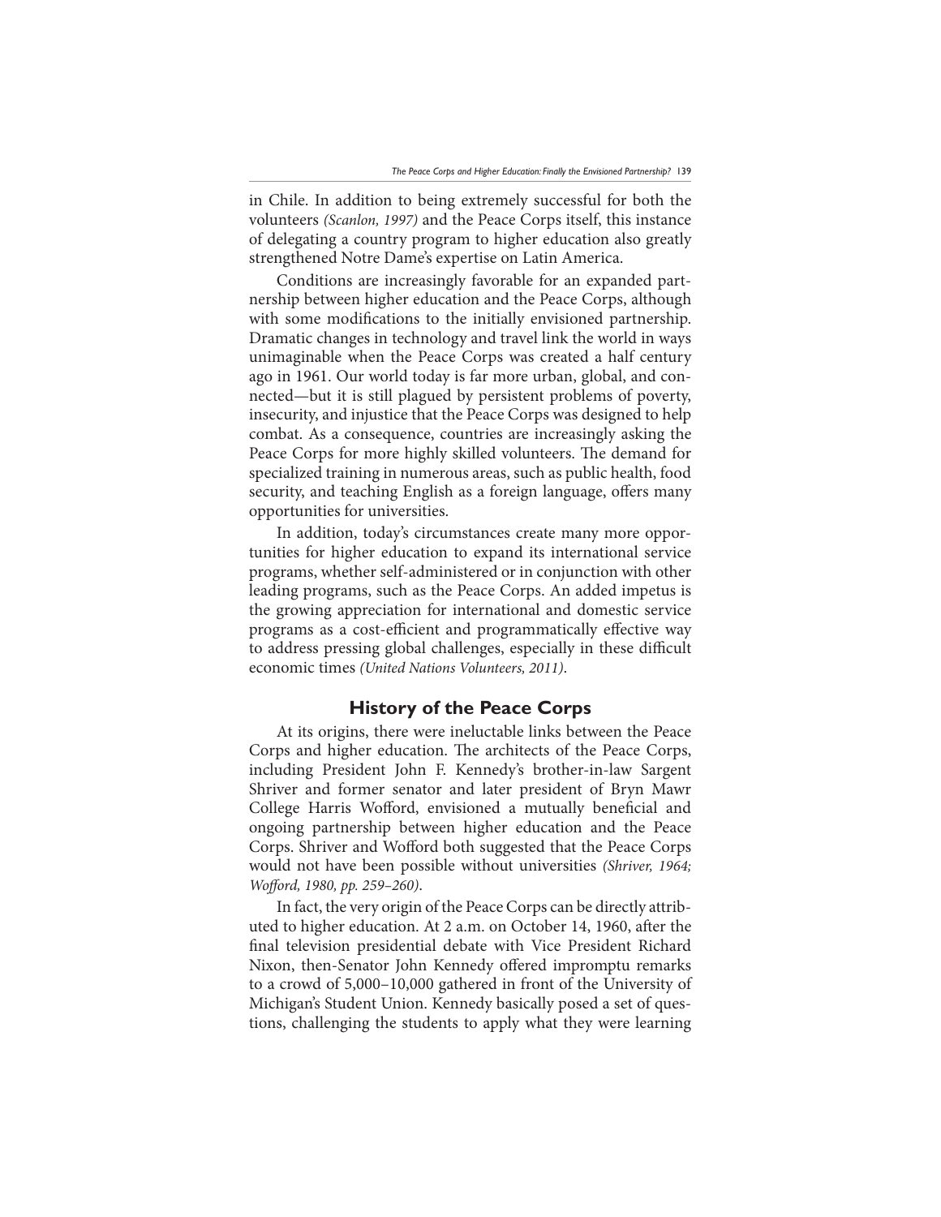in Chile. In addition to being extremely successful for both the volunteers *(Scanlon, 1997)* and the Peace Corps itself, this instance of delegating a country program to higher education also greatly strengthened Notre Dame's expertise on Latin America.

Conditions are increasingly favorable for an expanded partnership between higher education and the Peace Corps, although with some modifications to the initially envisioned partnership. Dramatic changes in technology and travel link the world in ways unimaginable when the Peace Corps was created a half century ago in 1961. Our world today is far more urban, global, and connected—but it is still plagued by persistent problems of poverty, insecurity, and injustice that the Peace Corps was designed to help combat. As a consequence, countries are increasingly asking the Peace Corps for more highly skilled volunteers. The demand for specialized training in numerous areas, such as public health, food security, and teaching English as a foreign language, offers many opportunities for universities.

In addition, today's circumstances create many more opportunities for higher education to expand its international service programs, whether self-administered or in conjunction with other leading programs, such as the Peace Corps. An added impetus is the growing appreciation for international and domestic service programs as a cost-efficient and programmatically effective way to address pressing global challenges, especially in these difficult economic times *(United Nations Volunteers, 2011)*.

## History of the Peace Corps

At its origins, there were ineluctable links between the Peace Corps and higher education. The architects of the Peace Corps, including President John F. Kennedy's brother-in-law Sargent Shriver and former senator and later president of Bryn Mawr College Harris Wofford, envisioned a mutually beneficial and ongoing partnership between higher education and the Peace Corps. Shriver and Wofford both suggested that the Peace Corps would not have been possible without universities *(Shriver, 1964; Wofford, 1980, pp. 259–260)*.

In fact, the very origin of the Peace Corps can be directly attributed to higher education. At 2 a.m. on October 14, 1960, after the final television presidential debate with Vice President Richard Nixon, then-Senator John Kennedy offered impromptu remarks to a crowd of 5,000–10,000 gathered in front of the University of Michigan's Student Union. Kennedy basically posed a set of questions, challenging the students to apply what they were learning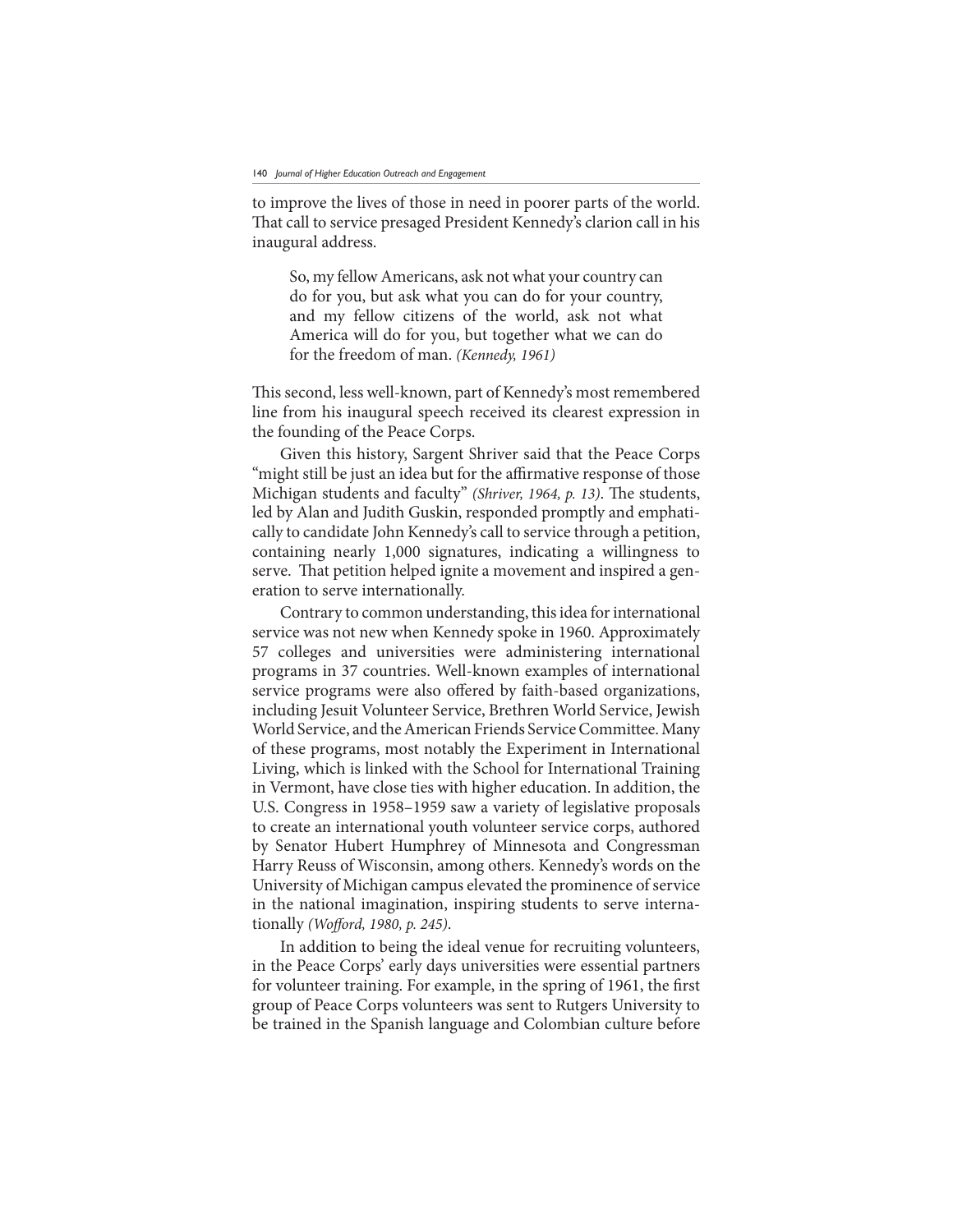to improve the lives of those in need in poorer parts of the world. That call to service presaged President Kennedy's clarion call in his inaugural address.

> So, my fellow Americans, ask not what your country can do for you, but ask what you can do for your country, and my fellow citizens of the world, ask not what America will do for you, but together what we can do for the freedom of man. *(Kennedy, 1961)*

This second, less well-known, part of Kennedy's most remembered line from his inaugural speech received its clearest expression in the founding of the Peace Corps.

Given this history, Sargent Shriver said that the Peace Corps "might still be just an idea but for the affirmative response of those Michigan students and faculty" *(Shriver, 1964, p. 13)*. The students, led by Alan and Judith Guskin, responded promptly and emphatically to candidate John Kennedy's call to service through a petition, containing nearly 1,000 signatures, indicating a willingness to serve. That petition helped ignite a movement and inspired a generation to serve internationally.

Contrary to common understanding, this idea for international service was not new when Kennedy spoke in 1960. Approximately 57 colleges and universities were administering international programs in 37 countries. Well-known examples of international service programs were also offered by faith-based organizations, including Jesuit Volunteer Service, Brethren World Service, Jewish World Service, and the American Friends Service Committee. Many of these programs, most notably the Experiment in International Living, which is linked with the School for International Training in Vermont, have close ties with higher education. In addition, the U.S. Congress in 1958–1959 saw a variety of legislative proposals to create an international youth volunteer service corps, authored by Senator Hubert Humphrey of Minnesota and Congressman Harry Reuss of Wisconsin, among others. Kennedy's words on the University of Michigan campus elevated the prominence of service in the national imagination, inspiring students to serve internationally *(Wofford, 1980, p. 245)*.

In addition to being the ideal venue for recruiting volunteers, in the Peace Corps' early days universities were essential partners for volunteer training. For example, in the spring of 1961, the first group of Peace Corps volunteers was sent to Rutgers University to be trained in the Spanish language and Colombian culture before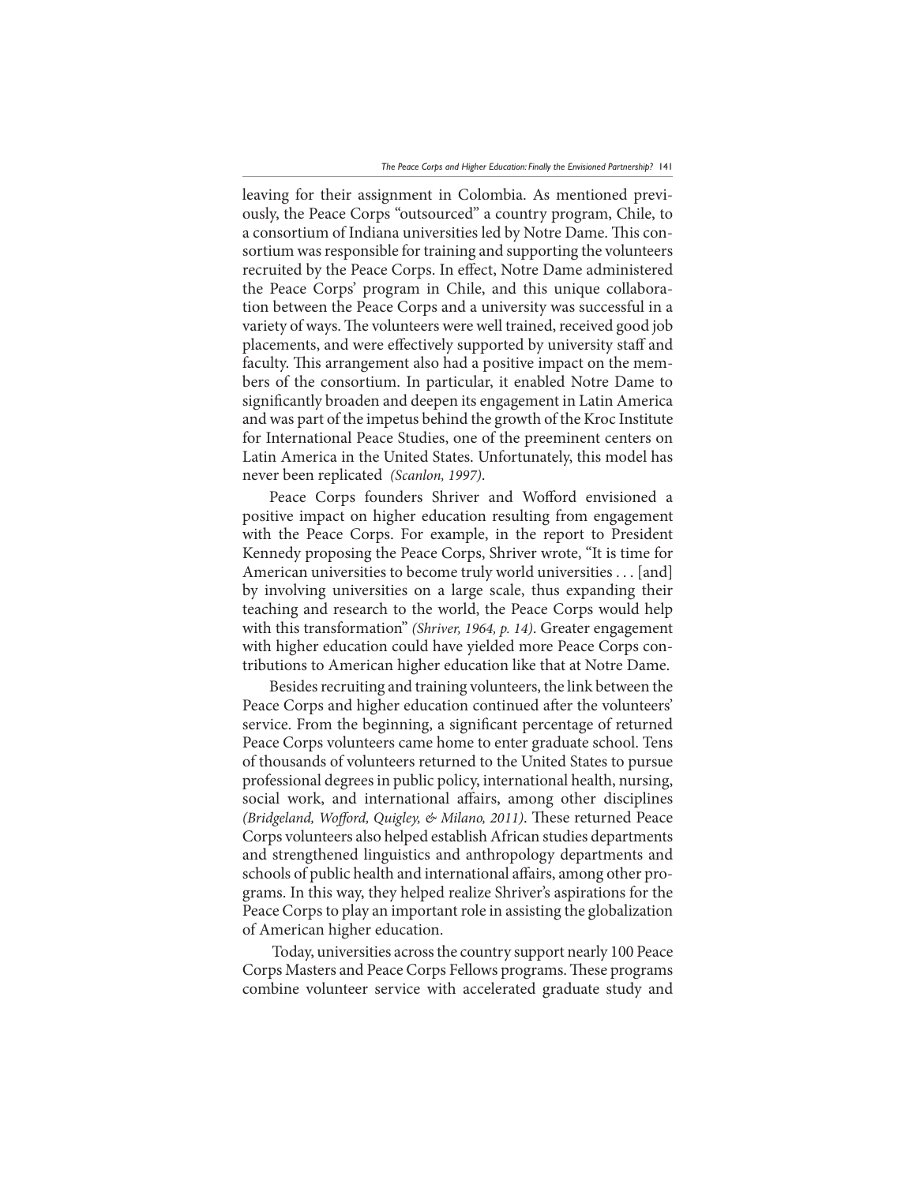leaving for their assignment in Colombia. As mentioned previously, the Peace Corps "outsourced" a country program, Chile, to a consortium of Indiana universities led by Notre Dame. This consortium was responsible for training and supporting the volunteers recruited by the Peace Corps. In effect, Notre Dame administered the Peace Corps' program in Chile, and this unique collaboration between the Peace Corps and a university was successful in a variety of ways. The volunteers were well trained, received good job placements, and were effectively supported by university staff and faculty. This arrangement also had a positive impact on the members of the consortium. In particular, it enabled Notre Dame to significantly broaden and deepen its engagement in Latin America and was part of the impetus behind the growth of the Kroc Institute for International Peace Studies, one of the preeminent centers on Latin America in the United States. Unfortunately, this model has never been replicated *(Scanlon, 1997)*.

Peace Corps founders Shriver and Wofford envisioned a positive impact on higher education resulting from engagement with the Peace Corps. For example, in the report to President Kennedy proposing the Peace Corps, Shriver wrote, "It is time for American universities to become truly world universities . . . [and] by involving universities on a large scale, thus expanding their teaching and research to the world, the Peace Corps would help with this transformation" *(Shriver, 1964, p. 14)*. Greater engagement with higher education could have yielded more Peace Corps contributions to American higher education like that at Notre Dame.

Besides recruiting and training volunteers, the link between the Peace Corps and higher education continued after the volunteers' service. From the beginning, a significant percentage of returned Peace Corps volunteers came home to enter graduate school. Tens of thousands of volunteers returned to the United States to pursue professional degrees in public policy, international health, nursing, social work, and international affairs, among other disciplines *(Bridgeland, Wofford, Quigley, & Milano, 2011)*. These returned Peace Corps volunteers also helped establish African studies departments and strengthened linguistics and anthropology departments and schools of public health and international affairs, among other programs. In this way, they helped realize Shriver's aspirations for the Peace Corps to play an important role in assisting the globalization of American higher education.

Today, universities across the country support nearly 100 Peace Corps Masters and Peace Corps Fellows programs. These programs combine volunteer service with accelerated graduate study and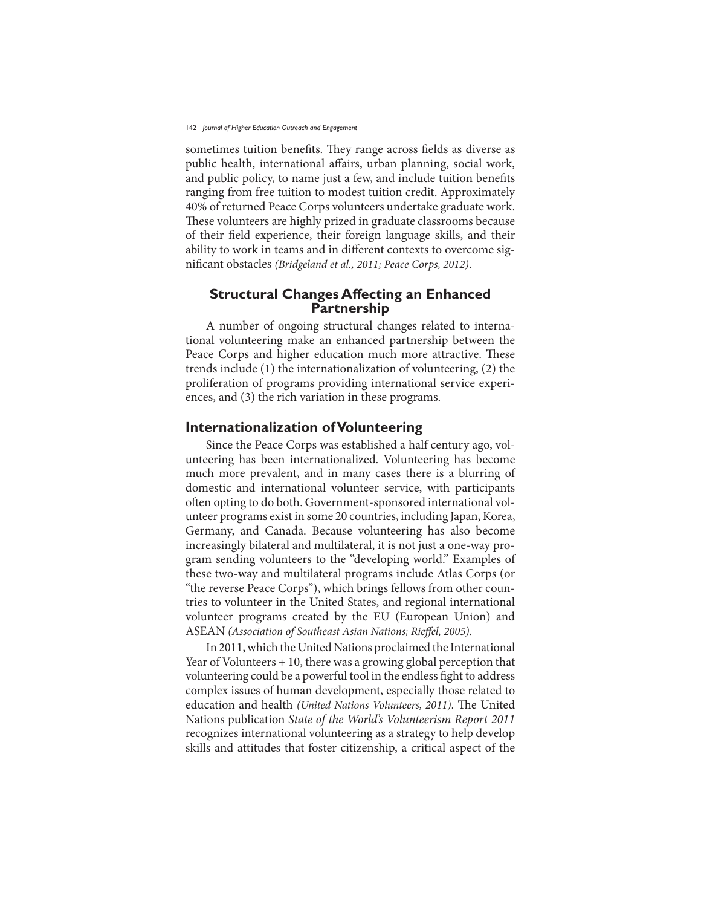sometimes tuition benefits. They range across fields as diverse as public health, international affairs, urban planning, social work, and public policy, to name just a few, and include tuition benefits ranging from free tuition to modest tuition credit. Approximately 40% of returned Peace Corps volunteers undertake graduate work. These volunteers are highly prized in graduate classrooms because of their field experience, their foreign language skills, and their ability to work in teams and in different contexts to overcome significant obstacles *(Bridgeland et al., 2011; Peace Corps, 2012)*.

## Structural Changes Affecting an Enhanced Partnership

A number of ongoing structural changes related to international volunteering make an enhanced partnership between the Peace Corps and higher education much more attractive. These trends include (1) the internationalization of volunteering, (2) the proliferation of programs providing international service experiences, and (3) the rich variation in these programs.

### Internationalization of Volunteering

Since the Peace Corps was established a half century ago, volunteering has been internationalized. Volunteering has become much more prevalent, and in many cases there is a blurring of domestic and international volunteer service, with participants often opting to do both. Government-sponsored international volunteer programs exist in some 20 countries, including Japan, Korea, Germany, and Canada. Because volunteering has also become increasingly bilateral and multilateral, it is not just a one-way program sending volunteers to the "developing world." Examples of these two-way and multilateral programs include Atlas Corps (or "the reverse Peace Corps"), which brings fellows from other countries to volunteer in the United States, and regional international volunteer programs created by the EU (European Union) and ASEAN *(Association of Southeast Asian Nations; Rieffel, 2005)*.

In 2011, which the United Nations proclaimed the International Year of Volunteers + 10, there was a growing global perception that volunteering could be a powerful tool in the endless fight to address complex issues of human development, especially those related to education and health *(United Nations Volunteers, 2011)*. The United Nations publication *State of the World's Volunteerism Report 2011* recognizes international volunteering as a strategy to help develop skills and attitudes that foster citizenship, a critical aspect of the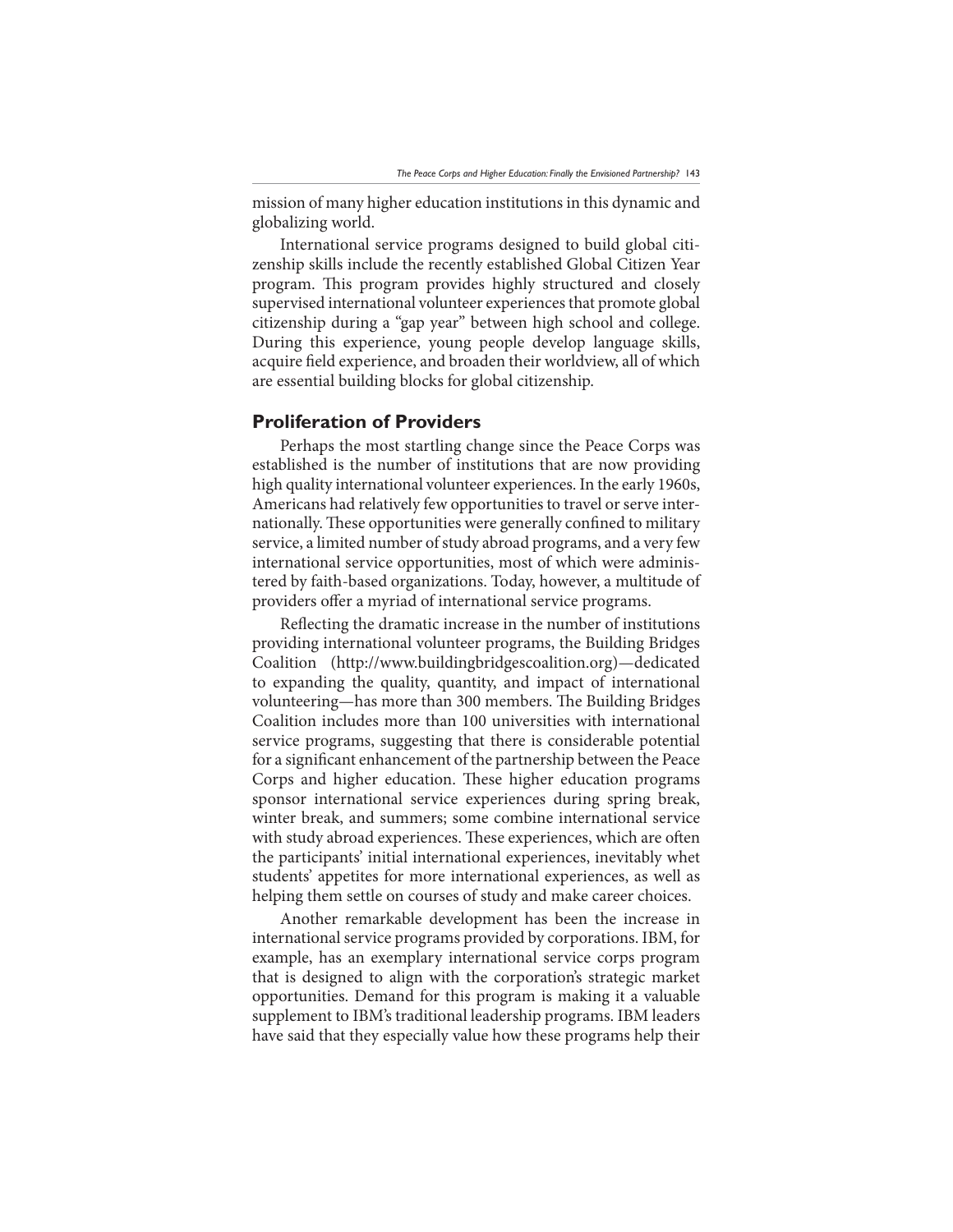mission of many higher education institutions in this dynamic and globalizing world.

International service programs designed to build global citizenship skills include the recently established Global Citizen Year program. This program provides highly structured and closely supervised international volunteer experiences that promote global citizenship during a "gap year" between high school and college. During this experience, young people develop language skills, acquire field experience, and broaden their worldview, all of which are essential building blocks for global citizenship.

## Proliferation of Providers

Perhaps the most startling change since the Peace Corps was established is the number of institutions that are now providing high quality international volunteer experiences. In the early 1960s, Americans had relatively few opportunities to travel or serve internationally. These opportunities were generally confined to military service, a limited number of study abroad programs, and a very few international service opportunities, most of which were administered by faith-based organizations. Today, however, a multitude of providers offer a myriad of international service programs.

Reflecting the dramatic increase in the number of institutions providing international volunteer programs, the Building Bridges Coalition (http://www.buildingbridgescoalition.org)—dedicated to expanding the quality, quantity, and impact of international volunteering—has more than 300 members. The Building Bridges Coalition includes more than 100 universities with international service programs, suggesting that there is considerable potential for a significant enhancement of the partnership between the Peace Corps and higher education. These higher education programs sponsor international service experiences during spring break, winter break, and summers; some combine international service with study abroad experiences. These experiences, which are often the participants' initial international experiences, inevitably whet students' appetites for more international experiences, as well as helping them settle on courses of study and make career choices.

Another remarkable development has been the increase in international service programs provided by corporations. IBM, for example, has an exemplary international service corps program that is designed to align with the corporation's strategic market opportunities. Demand for this program is making it a valuable supplement to IBM's traditional leadership programs. IBM leaders have said that they especially value how these programs help their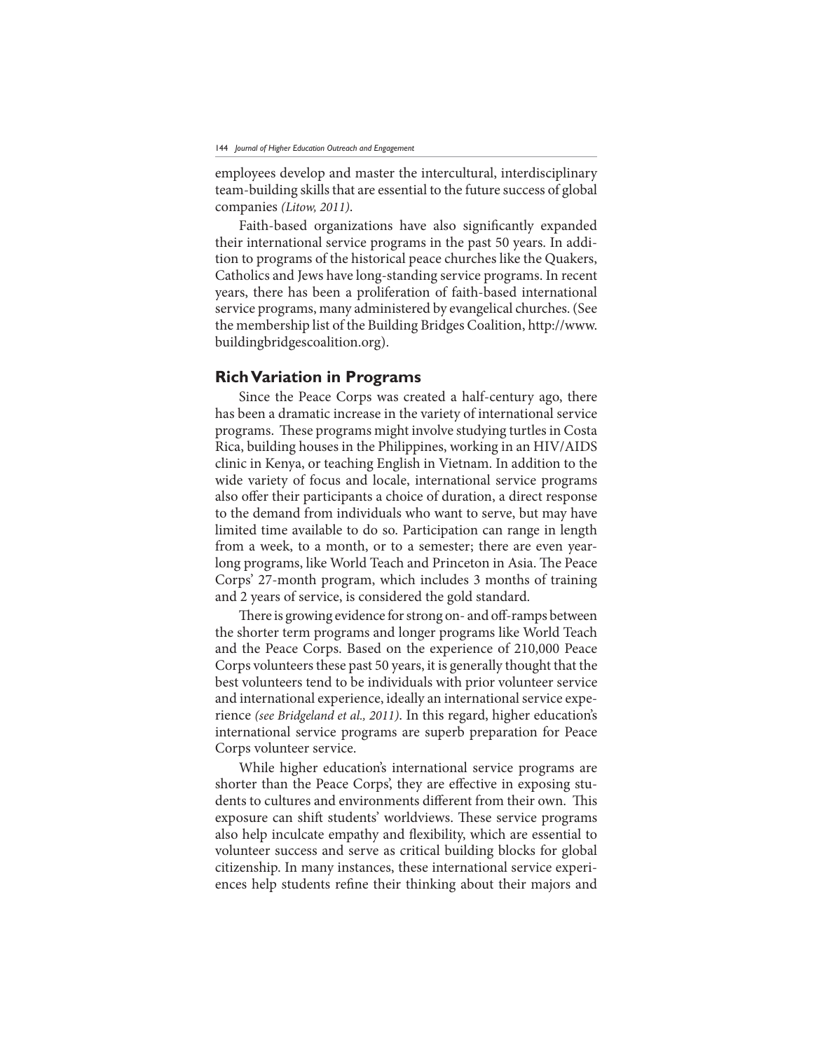employees develop and master the intercultural, interdisciplinary team-building skills that are essential to the future success of global companies *(Litow, 2011)*.

Faith-based organizations have also significantly expanded their international service programs in the past 50 years. In addition to programs of the historical peace churches like the Quakers, Catholics and Jews have long-standing service programs. In recent years, there has been a proliferation of faith-based international service programs, many administered by evangelical churches. (See the membership list of the Building Bridges Coalition, http://www.buildingbridgescoalition.org).

## Rich Variation in Programs

Since the Peace Corps was created a half-century ago, there has been a dramatic increase in the variety of international service programs. These programs might involve studying turtles in Costa Rica, building houses in the Philippines, working in an HIV/AIDS clinic in Kenya, or teaching English in Vietnam. In addition to the wide variety of focus and locale, international service programs also offer their participants a choice of duration, a direct response to the demand from individuals who want to serve, but may have limited time available to do so. Participation can range in length from a week, to a month, or to a semester; there are even year-long programs, like World Teach and Princeton in Asia. The Peace Corps' 27-month program, which includes 3 months of training and 2 years of service, is considered the gold standard.

There is growing evidence for strong on- and off-ramps between the shorter term programs and longer programs like World Teach and the Peace Corps. Based on the experience of 210,000 Peace Corps volunteers these past 50 years, it is generally thought that the best volunteers tend to be individuals with prior volunteer service and international experience, ideally an international service experience *(see Bridgeland et al., 2011)*. In this regard, higher education's international service programs are superb preparation for Peace Corps volunteer service.

While higher education's international service programs are shorter than the Peace Corps', they are effective in exposing students to cultures and environments different from their own. This exposure can shift students' worldviews. These service programs also help inculcate empathy and flexibility, which are essential to volunteer success and serve as critical building blocks for global citizenship. In many instances, these international service experiences help students refine their thinking about their majors and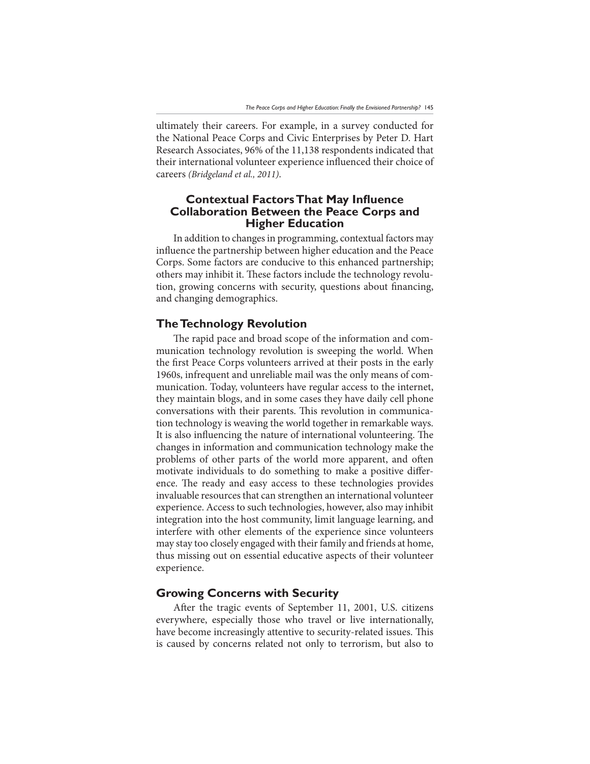ultimately their careers. For example, in a survey conducted for the National Peace Corps and Civic Enterprises by Peter D. Hart Research Associates, 96% of the 11,138 respondents indicated that their international volunteer experience influenced their choice of careers *(Bridgeland et al., 2011)*.

## Contextual Factors That May Influence Collaboration Between the Peace Corps and Higher Education

In addition to changes in programming, contextual factors may influence the partnership between higher education and the Peace Corps. Some factors are conducive to this enhanced partnership; others may inhibit it. These factors include the technology revolution, growing concerns with security, questions about financing, and changing demographics.

### The Technology Revolution

The rapid pace and broad scope of the information and communication technology revolution is sweeping the world. When the first Peace Corps volunteers arrived at their posts in the early 1960s, infrequent and unreliable mail was the only means of communication. Today, volunteers have regular access to the internet, they maintain blogs, and in some cases they have daily cell phone conversations with their parents. This revolution in communication technology is weaving the world together in remarkable ways. It is also influencing the nature of international volunteering. The changes in information and communication technology make the problems of other parts of the world more apparent, and often motivate individuals to do something to make a positive difference. The ready and easy access to these technologies provides invaluable resources that can strengthen an international volunteer experience. Access to such technologies, however, also may inhibit integration into the host community, limit language learning, and interfere with other elements of the experience since volunteers may stay too closely engaged with their family and friends at home, thus missing out on essential educative aspects of their volunteer experience.

### Growing Concerns with Security

After the tragic events of September 11, 2001, U.S. citizens everywhere, especially those who travel or live internationally, have become increasingly attentive to security-related issues. This is caused by concerns related not only to terrorism, but also to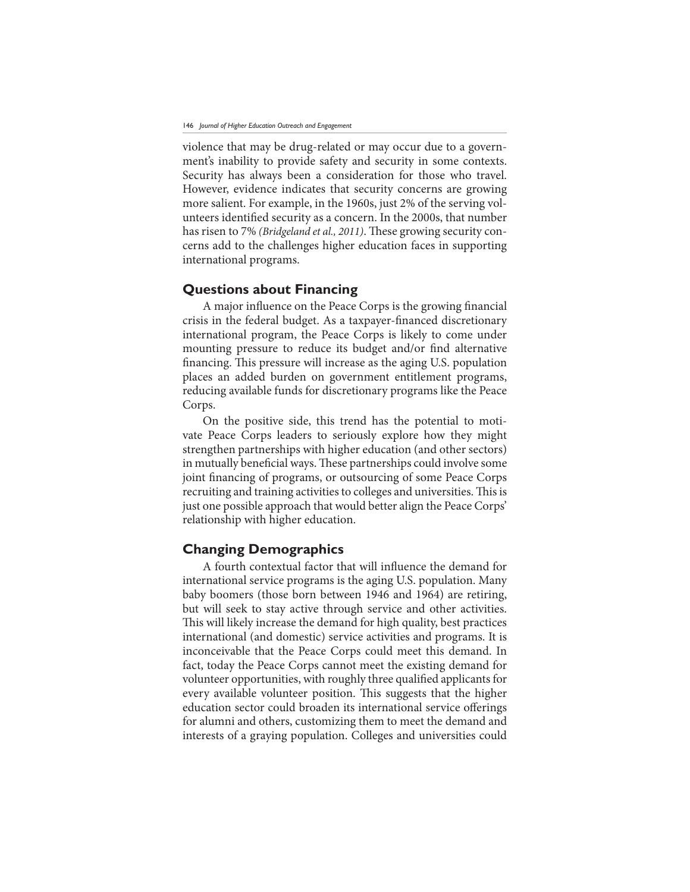violence that may be drug-related or may occur due to a government's inability to provide safety and security in some contexts. Security has always been a consideration for those who travel. However, evidence indicates that security concerns are growing more salient. For example, in the 1960s, just 2% of the serving volunteers identified security as a concern. In the 2000s, that number has risen to 7% *(Bridgeland et al., 2011)*. These growing security concerns add to the challenges higher education faces in supporting international programs.

## Questions about Financing

A major influence on the Peace Corps is the growing financial crisis in the federal budget. As a taxpayer-financed discretionary international program, the Peace Corps is likely to come under mounting pressure to reduce its budget and/or find alternative financing. This pressure will increase as the aging U.S. population places an added burden on government entitlement programs, reducing available funds for discretionary programs like the Peace Corps.

On the positive side, this trend has the potential to motivate Peace Corps leaders to seriously explore how they might strengthen partnerships with higher education (and other sectors) in mutually beneficial ways. These partnerships could involve some joint financing of programs, or outsourcing of some Peace Corps recruiting and training activities to colleges and universities. This is just one possible approach that would better align the Peace Corps' relationship with higher education.

## Changing Demographics

A fourth contextual factor that will influence the demand for international service programs is the aging U.S. population. Many baby boomers (those born between 1946 and 1964) are retiring, but will seek to stay active through service and other activities. This will likely increase the demand for high quality, best practices international (and domestic) service activities and programs. It is inconceivable that the Peace Corps could meet this demand. In fact, today the Peace Corps cannot meet the existing demand for volunteer opportunities, with roughly three qualified applicants for every available volunteer position. This suggests that the higher education sector could broaden its international service offerings for alumni and others, customizing them to meet the demand and interests of a graying population. Colleges and universities could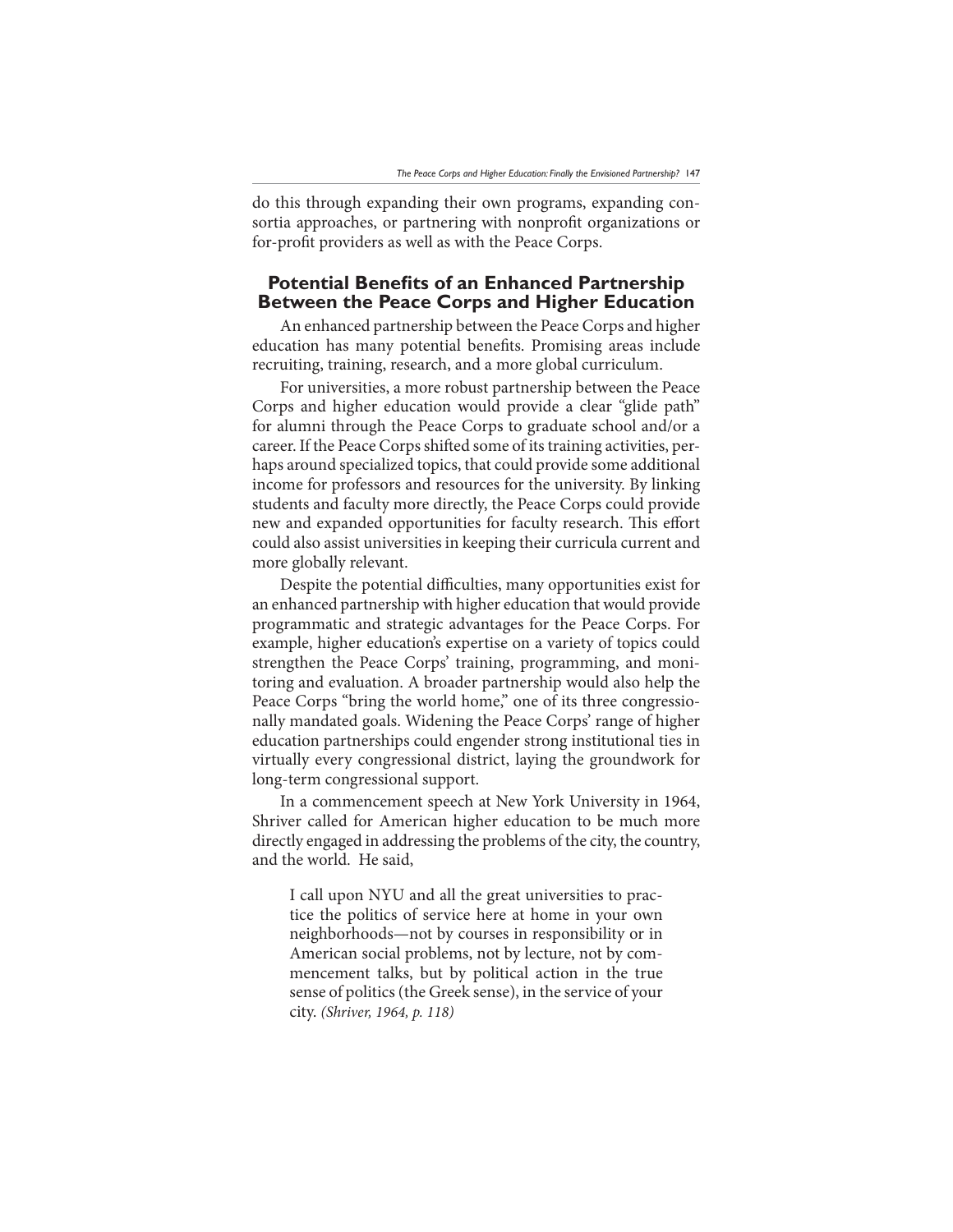do this through expanding their own programs, expanding consortia approaches, or partnering with nonprofit organizations or for-profit providers as well as with the Peace Corps.

## Potential Benefits of an Enhanced Partnership Between the Peace Corps and Higher Education

An enhanced partnership between the Peace Corps and higher education has many potential benefits. Promising areas include recruiting, training, research, and a more global curriculum.

For universities, a more robust partnership between the Peace Corps and higher education would provide a clear "glide path" for alumni through the Peace Corps to graduate school and/or a career. If the Peace Corps shifted some of its training activities, perhaps around specialized topics, that could provide some additional income for professors and resources for the university. By linking students and faculty more directly, the Peace Corps could provide new and expanded opportunities for faculty research. This effort could also assist universities in keeping their curricula current and more globally relevant.

Despite the potential difficulties, many opportunities exist for an enhanced partnership with higher education that would provide programmatic and strategic advantages for the Peace Corps. For example, higher education's expertise on a variety of topics could strengthen the Peace Corps' training, programming, and monitoring and evaluation. A broader partnership would also help the Peace Corps "bring the world home," one of its three congressionally mandated goals. Widening the Peace Corps' range of higher education partnerships could engender strong institutional ties in virtually every congressional district, laying the groundwork for long-term congressional support.

In a commencement speech at New York University in 1964, Shriver called for American higher education to be much more directly engaged in addressing the problems of the city, the country, and the world. He said,

> I call upon NYU and all the great universities to practice the politics of service here at home in your own neighborhoods—not by courses in responsibility or in American social problems, not by lecture, not by commencement talks, but by political action in the true sense of politics (the Greek sense), in the service of your city. *(Shriver, 1964, p. 118)*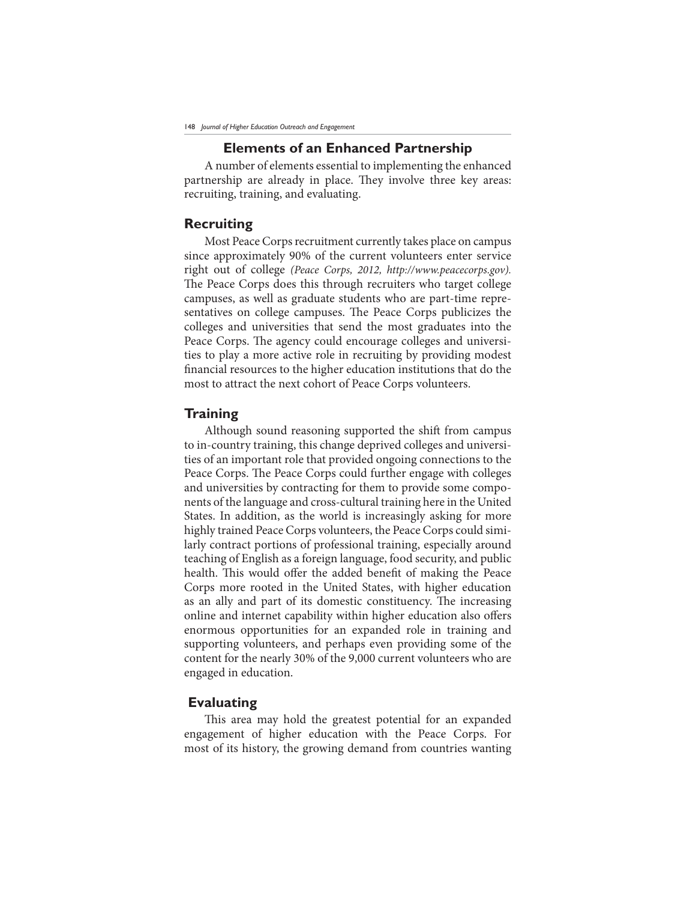## Elements of an Enhanced Partnership

A number of elements essential to implementing the enhanced partnership are already in place. They involve three key areas: recruiting, training, and evaluating.

### Recruiting

Most Peace Corps recruitment currently takes place on campus since approximately 90% of the current volunteers enter service right out of college *(Peace Corps, 2012, http://www.peacecorps.gov).* The Peace Corps does this through recruiters who target college campuses, as well as graduate students who are part-time representatives on college campuses. The Peace Corps publicizes the colleges and universities that send the most graduates into the Peace Corps. The agency could encourage colleges and universities to play a more active role in recruiting by providing modest financial resources to the higher education institutions that do the most to attract the next cohort of Peace Corps volunteers.

### Training

Although sound reasoning supported the shift from campus to in-country training, this change deprived colleges and universities of an important role that provided ongoing connections to the Peace Corps. The Peace Corps could further engage with colleges and universities by contracting for them to provide some components of the language and cross-cultural training here in the United States. In addition, as the world is increasingly asking for more highly trained Peace Corps volunteers, the Peace Corps could similarly contract portions of professional training, especially around teaching of English as a foreign language, food security, and public health. This would offer the added benefit of making the Peace Corps more rooted in the United States, with higher education as an ally and part of its domestic constituency. The increasing online and internet capability within higher education also offers enormous opportunities for an expanded role in training and supporting volunteers, and perhaps even providing some of the content for the nearly 30% of the 9,000 current volunteers who are engaged in education.

### Evaluating

This area may hold the greatest potential for an expanded engagement of higher education with the Peace Corps. For most of its history, the growing demand from countries wanting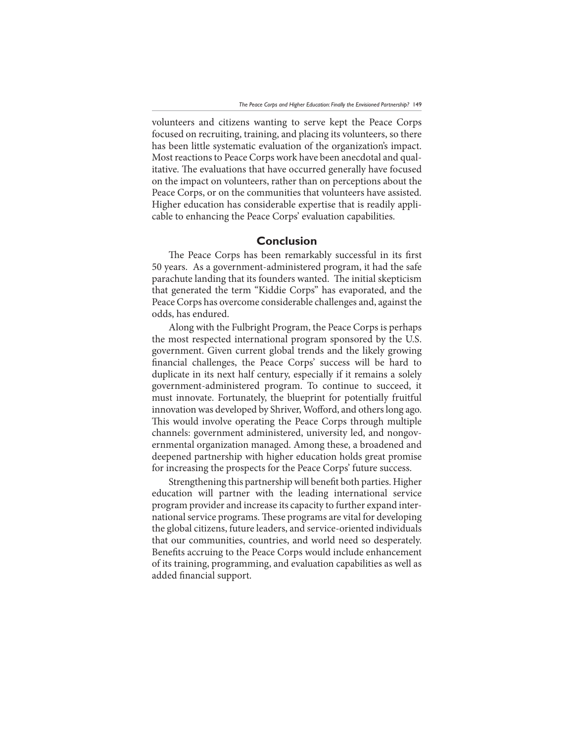volunteers and citizens wanting to serve kept the Peace Corps focused on recruiting, training, and placing its volunteers, so there has been little systematic evaluation of the organization's impact. Most reactions to Peace Corps work have been anecdotal and qualitative. The evaluations that have occurred generally have focused on the impact on volunteers, rather than on perceptions about the Peace Corps, or on the communities that volunteers have assisted. Higher education has considerable expertise that is readily applicable to enhancing the Peace Corps' evaluation capabilities.

## Conclusion

The Peace Corps has been remarkably successful in its first 50 years. As a government-administered program, it had the safe parachute landing that its founders wanted. The initial skepticism that generated the term "Kiddie Corps" has evaporated, and the Peace Corps has overcome considerable challenges and, against the odds, has endured.

Along with the Fulbright Program, the Peace Corps is perhaps the most respected international program sponsored by the U.S. government. Given current global trends and the likely growing financial challenges, the Peace Corps' success will be hard to duplicate in its next half century, especially if it remains a solely government-administered program. To continue to succeed, it must innovate. Fortunately, the blueprint for potentially fruitful innovation was developed by Shriver, Wofford, and others long ago. This would involve operating the Peace Corps through multiple channels: government administered, university led, and nongovernmental organization managed. Among these, a broadened and deepened partnership with higher education holds great promise for increasing the prospects for the Peace Corps' future success.

Strengthening this partnership will benefit both parties. Higher education will partner with the leading international service program provider and increase its capacity to further expand international service programs. These programs are vital for developing the global citizens, future leaders, and service-oriented individuals that our communities, countries, and world need so desperately. Benefits accruing to the Peace Corps would include enhancement of its training, programming, and evaluation capabilities as well as added financial support.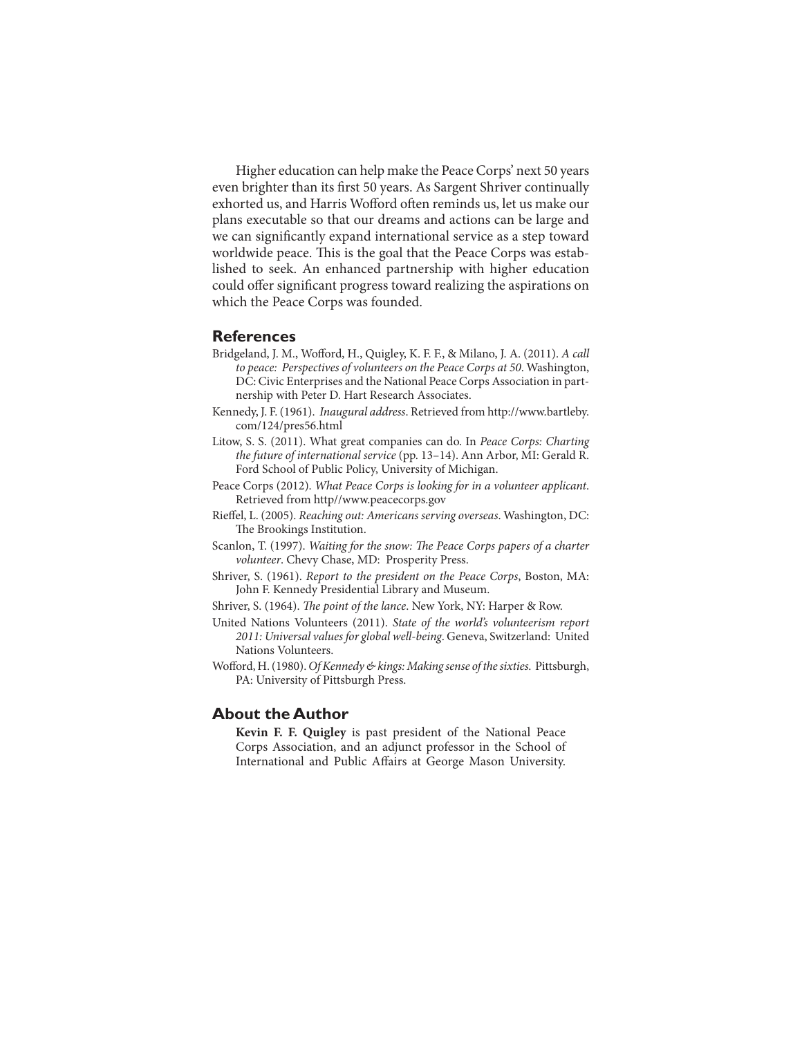Higher education can help make the Peace Corps' next 50 years even brighter than its first 50 years. As Sargent Shriver continually exhorted us, and Harris Wofford often reminds us, let us make our plans executable so that our dreams and actions can be large and we can significantly expand international service as a step toward worldwide peace. This is the goal that the Peace Corps was established to seek. An enhanced partnership with higher education could offer significant progress toward realizing the aspirations on which the Peace Corps was founded.

## References

Bridgeland, J. M., Wofford, H., Quigley, K. F. F., & Milano, J. A. (2011). *A call to peace: Perspectives of volunteers on the Peace Corps at 50*. Washington, DC: Civic Enterprises and the National Peace Corps Association in partnership with Peter D. Hart Research Associates.

Kennedy, J. F. (1961). *Inaugural address*. Retrieved from http://www.bartleby.com/124/pres56.html

Litow, S. S. (2011). What great companies can do. In *Peace Corps: Charting the future of international service* (pp. 13–14). Ann Arbor, MI: Gerald R. Ford School of Public Policy, University of Michigan.

Peace Corps (2012). *What Peace Corps is looking for in a volunteer applicant*. Retrieved from http//www.peacecorps.gov

Rieffel, L. (2005). *Reaching out: Americans serving overseas*. Washington, DC: The Brookings Institution.

Scanlon, T. (1997). *Waiting for the snow: The Peace Corps papers of a charter volunteer*. Chevy Chase, MD: Prosperity Press.

Shriver, S. (1961). *Report to the president on the Peace Corps*, Boston, MA: John F. Kennedy Presidential Library and Museum.

Shriver, S. (1964). *The point of the lance*. New York, NY: Harper & Row.

United Nations Volunteers (2011). *State of the world's volunteerism report 2011: Universal values for global well-being*. Geneva, Switzerland: United Nations Volunteers.

Wofford, H. (1980). *Of Kennedy & kings: Making sense of the sixties.* Pittsburgh, PA: University of Pittsburgh Press.

## About the Author

**Kevin F. F. Quigley** is past president of the National Peace Corps Association, and an adjunct professor in the School of International and Public Affairs at George Mason University.